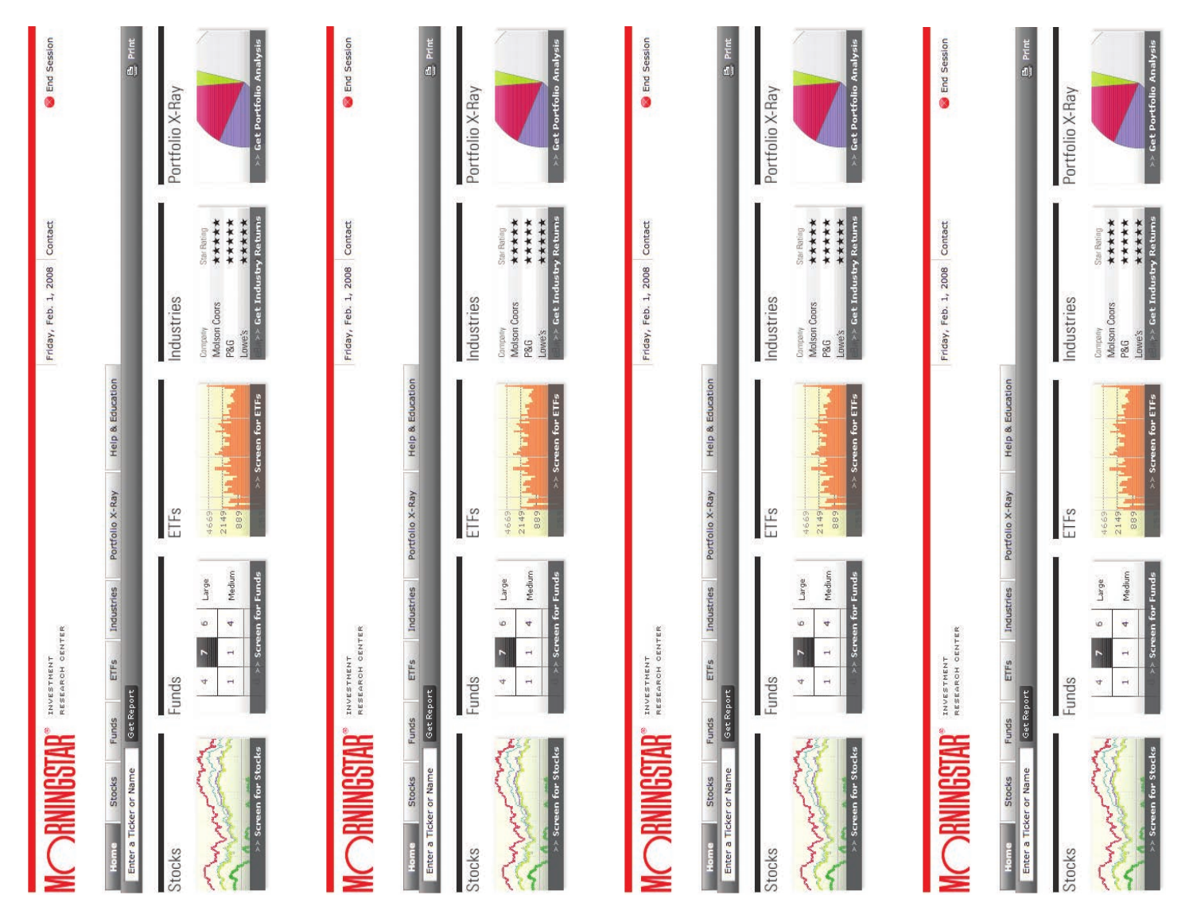# MORNINGSTAR® INVESTMENT RESEARCH CENTER

Friday, Feb. 1, 2008 | Contact | End Session

Home | Stocks | Funds | ETFs | Industries | Portfolio X-Ray | Help & Education

Enter a Ticker or Name | Get Report | Print

## Stocks

>> Screen for Stocks

## Funds

| | | | |
|---|---|---|---|
| 4 | 7 | 6 | Large |
| 1 | 1 | 4 | Medium |

>> Screen for Funds

## ETFs

4669

2149

889

>> Screen for ETFs

## Industries

| Company | Star Rating |
|---|---|
| Molson Coors | ★★★★★ |
| P&G | ★★★★★ |
| Lowe's | ★★★★★ |

>> Get Industry Returns

## Portfolio X-Ray

>> Get Portfolio Analysis

---

# MORNINGSTAR® INVESTMENT RESEARCH CENTER

Friday, Feb. 1, 2008 | Contact | End Session

Home | Stocks | Funds | ETFs | Industries | Portfolio X-Ray | Help & Education

Enter a Ticker or Name | Get Report | Print

## Stocks

>> Screen for Stocks

## Funds

| | | | |
|---|---|---|---|
| 4 | 7 | 6 | Large |
| 1 | 1 | 4 | Medium |

>> Screen for Funds

## ETFs

4669

2149

889

>> Screen for ETFs

## Industries

| Company | Star Rating |
|---|---|
| Molson Coors | ★★★★★ |
| P&G | ★★★★★ |
| Lowe's | ★★★★★ |

>> Get Industry Returns

## Portfolio X-Ray

>> Get Portfolio Analysis

---

# MORNINGSTAR® INVESTMENT RESEARCH CENTER

Friday, Feb. 1, 2008 | Contact | End Session

Home | Stocks | Funds | ETFs | Industries | Portfolio X-Ray | Help & Education

Enter a Ticker or Name | Get Report | Print

## Stocks

>> Screen for Stocks

## Funds

| | | | |
|---|---|---|---|
| 4 | 7 | 6 | Large |
| 1 | 1 | 4 | Medium |

>> Screen for Funds

## ETFs

4669

2149

889

>> Screen for ETFs

## Industries

| Company | Star Rating |
|---|---|
| Molson Coors | ★★★★★ |
| P&G | ★★★★★ |
| Lowe's | ★★★★★ |

>> Get Industry Returns

## Portfolio X-Ray

>> Get Portfolio Analysis

---

# MORNINGSTAR® INVESTMENT RESEARCH CENTER

Friday, Feb. 1, 2008 | Contact | End Session

Home | Stocks | Funds | ETFs | Industries | Portfolio X-Ray | Help & Education

Enter a Ticker or Name | Get Report | Print

## Stocks

>> Screen for Stocks

## Funds

| | | | |
|---|---|---|---|
| 4 | 7 | 6 | Large |
| 1 | 1 | 4 | Medium |

>> Screen for Funds

## ETFs

4669

2149

889

>> Screen for ETFs

## Industries

| Company | Star Rating |
|---|---|
| Molson Coors | ★★★★★ |
| P&G | ★★★★★ |
| Lowe's | ★★★★★ |

>> Get Industry Returns

## Portfolio X-Ray

>> Get Portfolio Analysis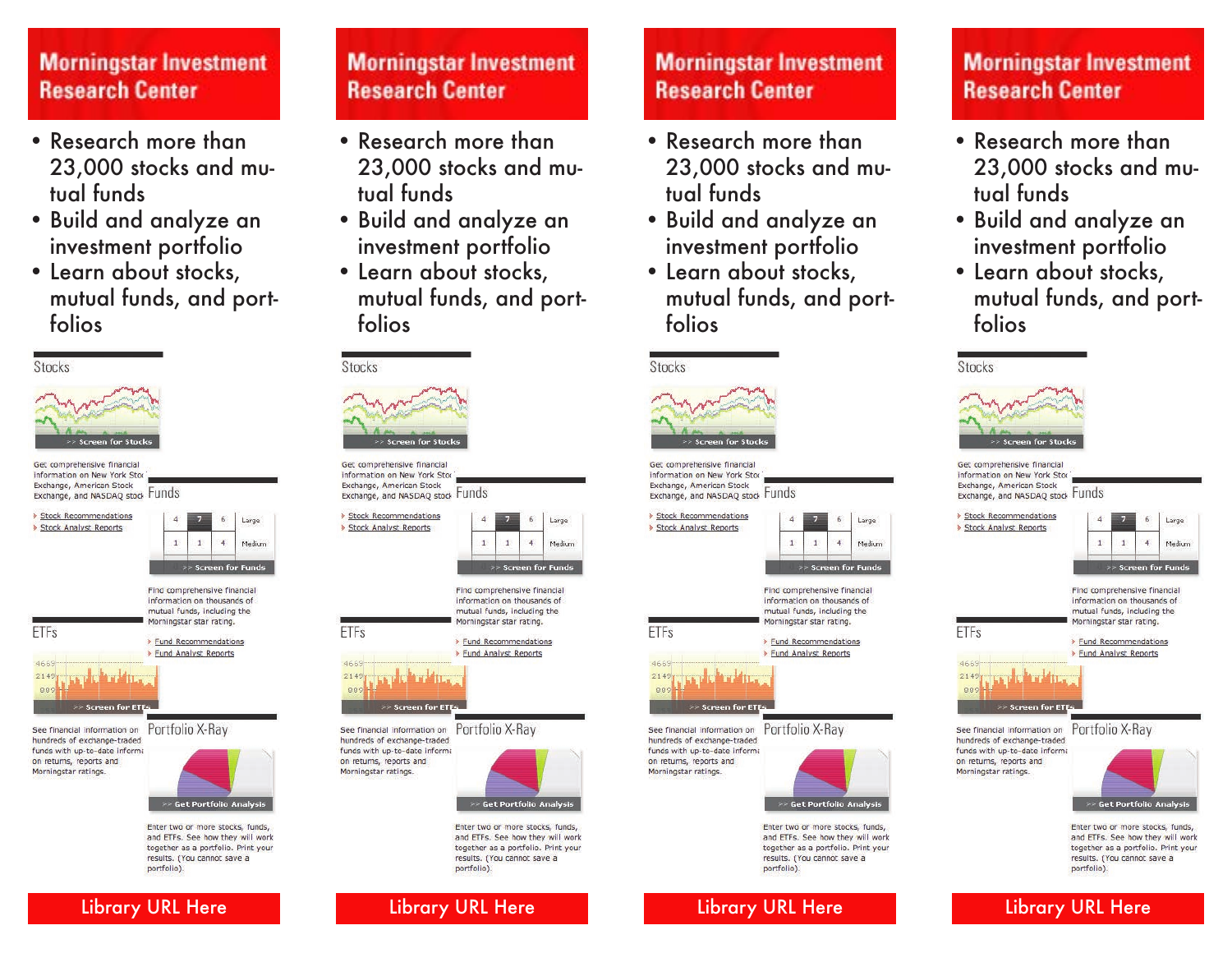# Morningstar Investment Research Center

- Research more than 23,000 stocks and mutual funds
- Build and analyze an investment portfolio
- Learn about stocks, mutual funds, and portfolios

## Stocks

>> Screen for Stocks

Get comprehensive financial information on New York Stock Exchange, American Stock Exchange, and NASDAQ stock

- Stock Recommendations
- Stock Analyst Reports

## Funds

>> Screen for Funds

Find comprehensive financial information on thousands of mutual funds, including the Morningstar star rating.

- Fund Recommendations
- Fund Analyst Reports

## ETFs

>> Screen for ETFs

See financial information on hundreds of exchange-traded funds with up-to-date information on returns, reports and Morningstar ratings.

## Portfolio X-Ray

>> Get Portfolio Analysis

Enter two or more stocks, funds, and ETFs. See how they will work together as a portfolio. Print your results. (You cannot save a portfolio).

**Library URL Here**

# Morningstar Investment Research Center

- Research more than 23,000 stocks and mutual funds
- Build and analyze an investment portfolio
- Learn about stocks, mutual funds, and portfolios

## Stocks

>> Screen for Stocks

Get comprehensive financial information on New York Stock Exchange, American Stock Exchange, and NASDAQ stock

- Stock Recommendations
- Stock Analyst Reports

## Funds

>> Screen for Funds

Find comprehensive financial information on thousands of mutual funds, including the Morningstar star rating.

- Fund Recommendations
- Fund Analyst Reports

## ETFs

>> Screen for ETFs

See financial information on hundreds of exchange-traded funds with up-to-date information on returns, reports and Morningstar ratings.

## Portfolio X-Ray

>> Get Portfolio Analysis

Enter two or more stocks, funds, and ETFs. See how they will work together as a portfolio. Print your results. (You cannot save a portfolio).

**Library URL Here**

# Morningstar Investment Research Center

- Research more than 23,000 stocks and mutual funds
- Build and analyze an investment portfolio
- Learn about stocks, mutual funds, and portfolios

## Stocks

>> Screen for Stocks

Get comprehensive financial information on New York Stock Exchange, American Stock Exchange, and NASDAQ stock

- Stock Recommendations
- Stock Analyst Reports

## Funds

>> Screen for Funds

Find comprehensive financial information on thousands of mutual funds, including the Morningstar star rating.

- Fund Recommendations
- Fund Analyst Reports

## ETFs

>> Screen for ETFs

See financial information on hundreds of exchange-traded funds with up-to-date information on returns, reports and Morningstar ratings.

## Portfolio X-Ray

>> Get Portfolio Analysis

Enter two or more stocks, funds, and ETFs. See how they will work together as a portfolio. Print your results. (You cannot save a portfolio).

**Library URL Here**

# Morningstar Investment Research Center

- Research more than 23,000 stocks and mutual funds
- Build and analyze an investment portfolio
- Learn about stocks, mutual funds, and portfolios

## Stocks

>> Screen for Stocks

Get comprehensive financial information on New York Stock Exchange, American Stock Exchange, and NASDAQ stock

- Stock Recommendations
- Stock Analyst Reports

## Funds

>> Screen for Funds

Find comprehensive financial information on thousands of mutual funds, including the Morningstar star rating.

- Fund Recommendations
- Fund Analyst Reports

## ETFs

>> Screen for ETFs

See financial information on hundreds of exchange-traded funds with up-to-date information on returns, reports and Morningstar ratings.

## Portfolio X-Ray

>> Get Portfolio Analysis

Enter two or more stocks, funds, and ETFs. See how they will work together as a portfolio. Print your results. (You cannot save a portfolio).

**Library URL Here**